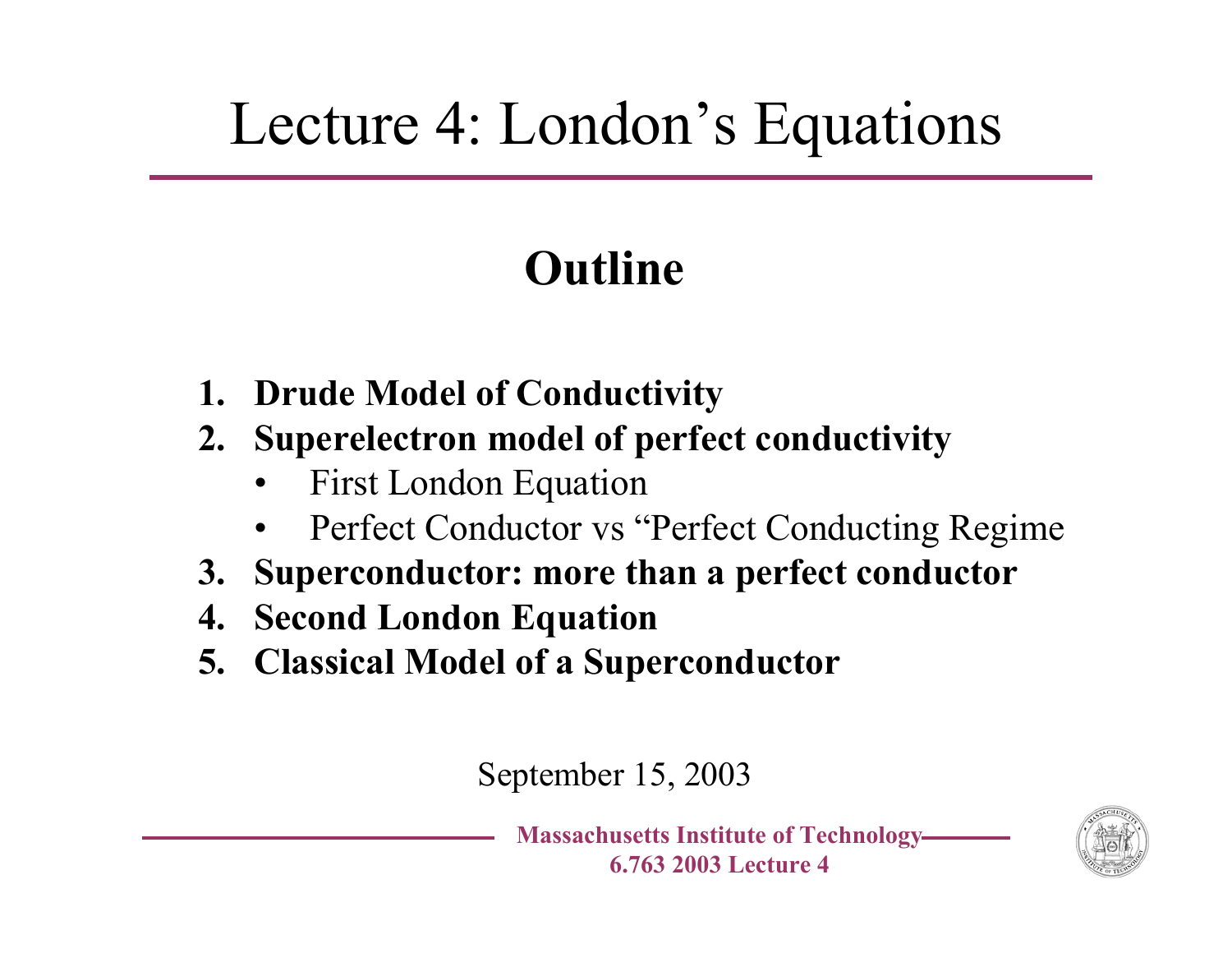# Lecture 4: London's Equations

## Outline

1. **Drude Model of Conductivity**
2. **Superelectron model of perfect conductivity**
   - First London Equation
   - Perfect Conductor vs "Perfect Conducting Regime
3. **Superconductor: more than a perfect conductor**
4. **Second London Equation**
5. **Classical Model of a Superconductor**

September 15, 2003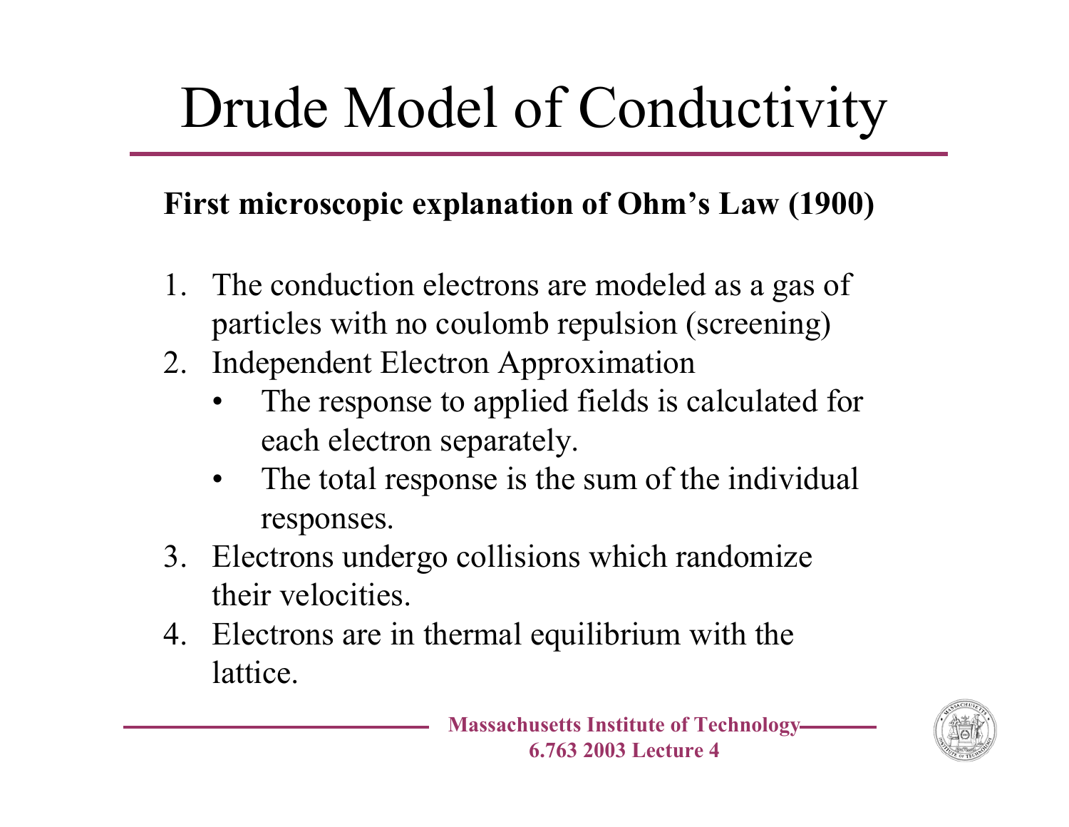# Drude Model of Conductivity

**First microscopic explanation of Ohm's Law (1900)**

1. The conduction electrons are modeled as a gas of particles with no coulomb repulsion (screening)
2. Independent Electron Approximation
   - The response to applied fields is calculated for each electron separately.
   - The total response is the sum of the individual responses.
3. Electrons undergo collisions which randomize their velocities.
4. Electrons are in thermal equilibrium with the lattice.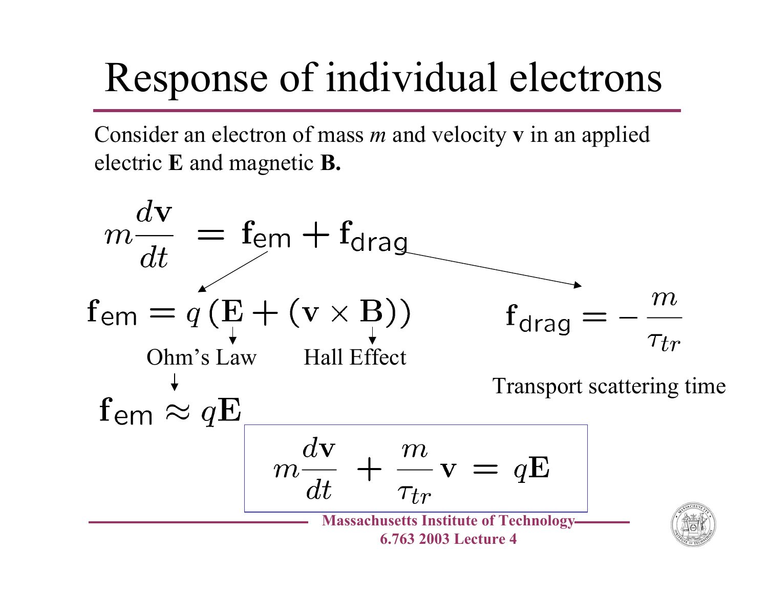# Response of individual electrons

Consider an electron of mass *m* and velocity **v** in an applied electric **E** and magnetic **B.**

$$m\frac{d\mathbf{v}}{dt} = \mathbf{f}_{\mathsf{em}} + \mathbf{f}_{\mathsf{drag}}$$

$$\mathbf{f}_{\mathsf{em}} = q\left(\mathbf{E} + (\mathbf{v} \times \mathbf{B})\right)$$

Ohm's Law ($\mathbf{E}$ term)    Hall Effect ($\mathbf{v} \times \mathbf{B}$ term)

$$\mathbf{f}_{\mathsf{em}} \approx q\mathbf{E}$$

$$\mathbf{f}_{\mathsf{drag}} = -\frac{m}{\tau_{tr}}$$

Transport scattering time

$$m\frac{d\mathbf{v}}{dt} + \frac{m}{\tau_{tr}}\mathbf{v} = q\mathbf{E}$$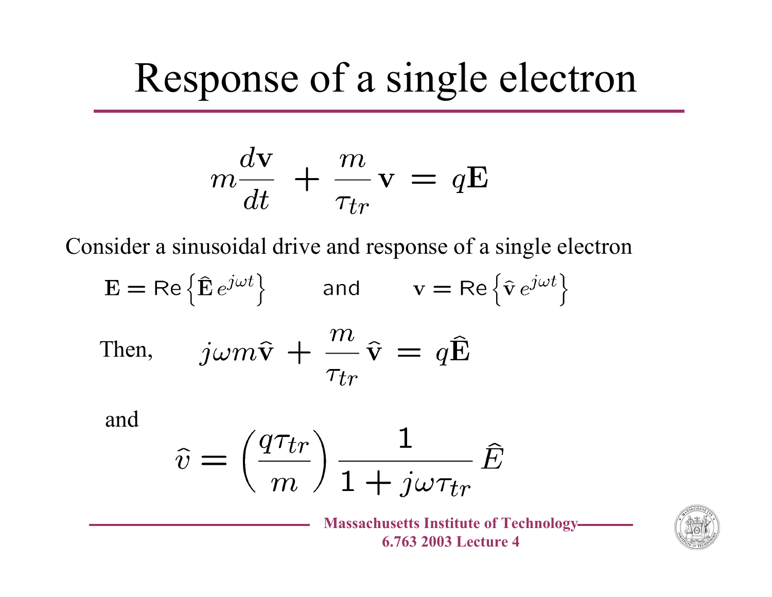# Response of a single electron

$$m\frac{d\mathbf{v}}{dt} + \frac{m}{\tau_{tr}}\mathbf{v} = q\mathbf{E}$$

Consider a sinusoidal drive and response of a single electron

$$\mathbf{E} = \mathrm{Re}\left\{\hat{\mathbf{E}}\, e^{j\omega t}\right\} \qquad \text{and} \qquad \mathbf{v} = \mathrm{Re}\left\{\hat{\mathbf{v}}\, e^{j\omega t}\right\}$$

Then,

$$j\omega m\hat{\mathbf{v}} + \frac{m}{\tau_{tr}}\hat{\mathbf{v}} = q\hat{\mathbf{E}}$$

and

$$\hat{v} = \left(\frac{q\tau_{tr}}{m}\right)\frac{1}{1 + j\omega\tau_{tr}}\hat{E}$$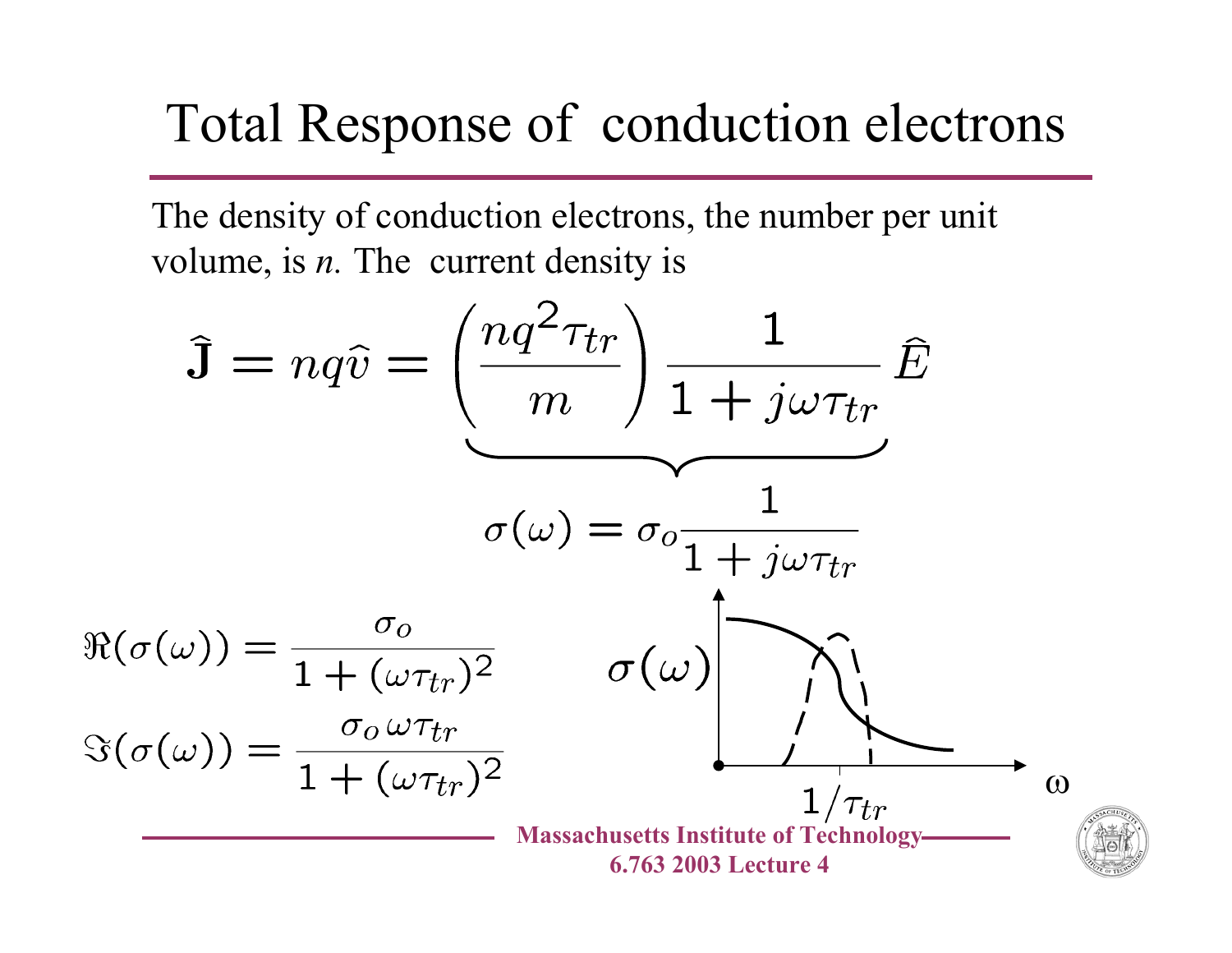# Total Response of conduction electrons

The density of conduction electrons, the number per unit volume, is *n*. The current density is

$$\hat{\mathbf{J}} = nq\hat{v} = \underbrace{\left(\frac{nq^2\tau_{tr}}{m}\right)\frac{1}{1+j\omega\tau_{tr}}}_{\sigma(\omega) = \sigma_o \frac{1}{1+j\omega\tau_{tr}}}\hat{E}$$

$$\Re(\sigma(\omega)) = \frac{\sigma_o}{1+(\omega\tau_{tr})^2}$$

$$\Im(\sigma(\omega)) = \frac{\sigma_o\,\omega\tau_{tr}}{1+(\omega\tau_{tr})^2}$$

$\sigma(\omega)$

$1/\tau_{tr}$

ω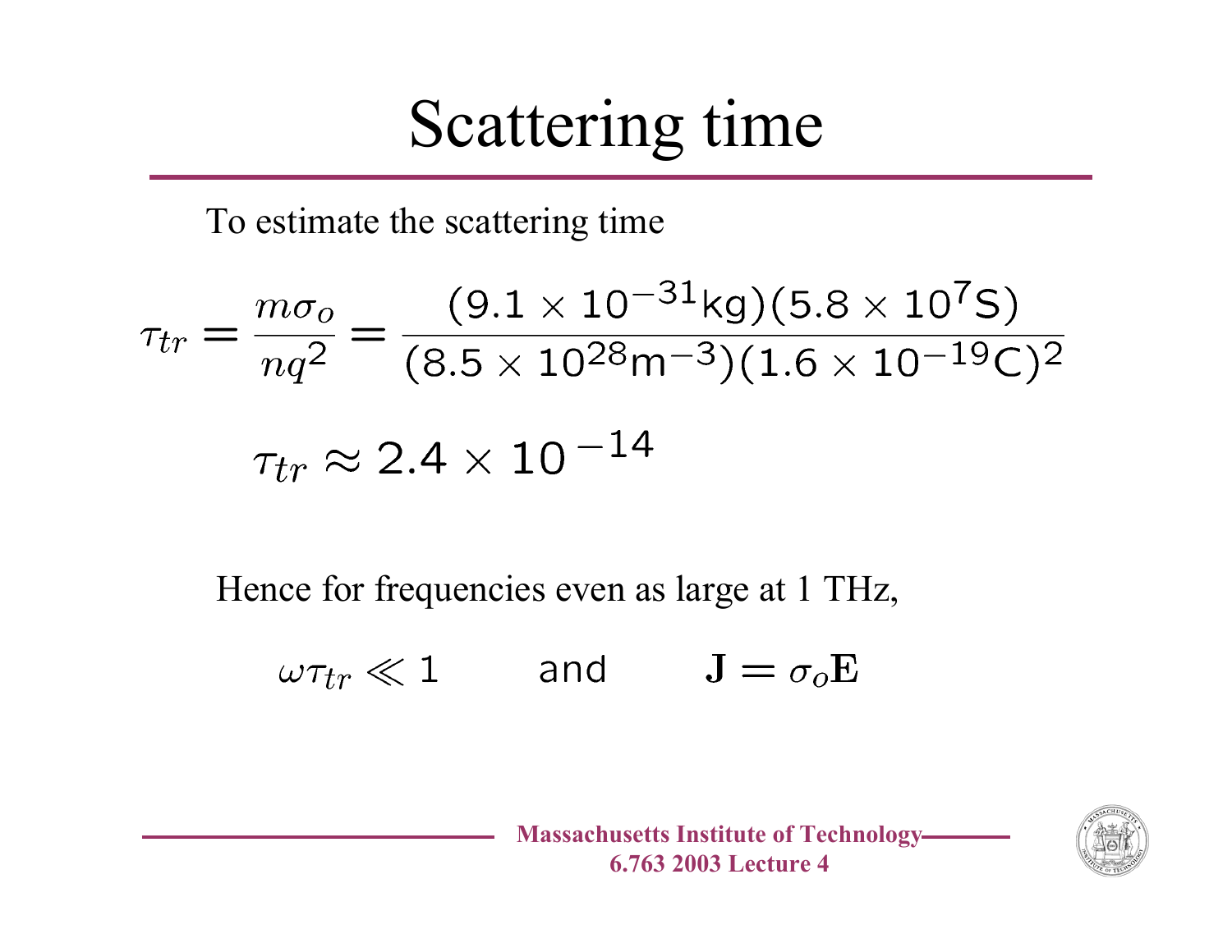# Scattering time

To estimate the scattering time

$$\tau_{tr} = \frac{m\sigma_o}{nq^2} = \frac{(9.1 \times 10^{-31}\text{kg})(5.8 \times 10^7\text{S})}{(8.5 \times 10^{28}\text{m}^{-3})(1.6 \times 10^{-19}\text{C})^2}$$

$$\tau_{tr} \approx 2.4 \times 10^{-14}$$

Hence for frequencies even as large at 1 THz,

$$\omega\tau_{tr} \ll 1 \qquad \text{and} \qquad \mathbf{J} = \sigma_o \mathbf{E}$$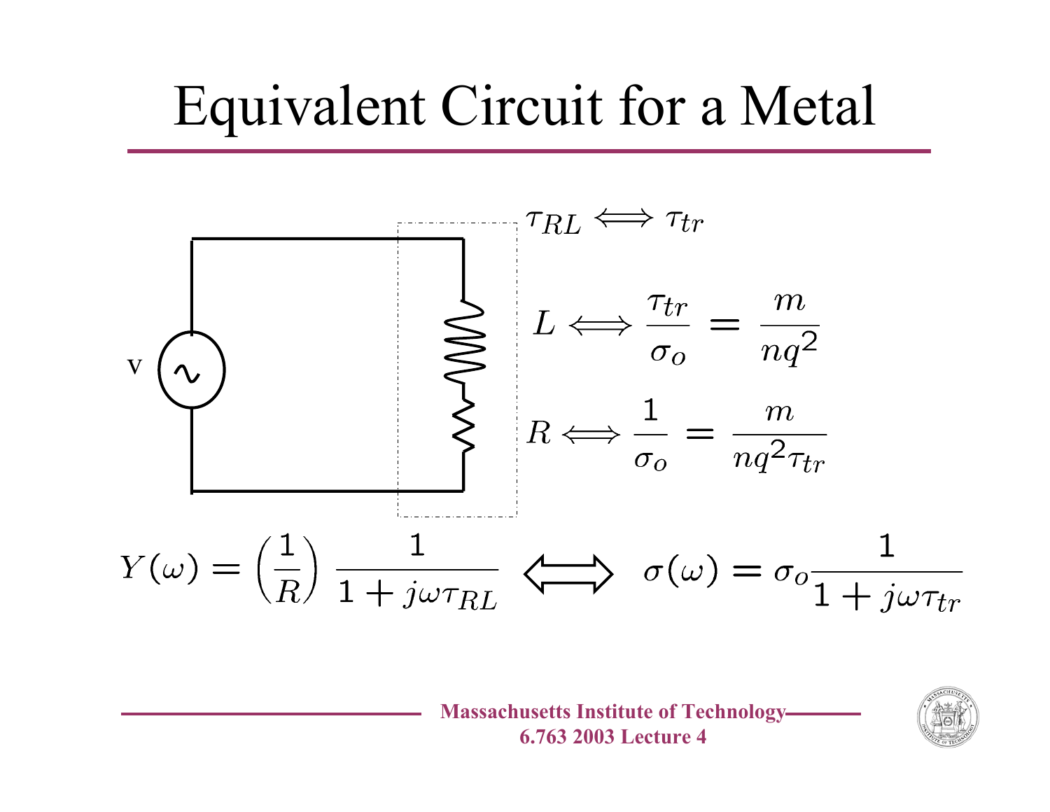# Equivalent Circuit for a Metal

v

$$\tau_{RL} \Longleftrightarrow \tau_{tr}$$

$$L \Longleftrightarrow \frac{\tau_{tr}}{\sigma_o} = \frac{m}{nq^2}$$

$$R \Longleftrightarrow \frac{1}{\sigma_o} = \frac{m}{nq^2 \tau_{tr}}$$

$$Y(\omega) = \left(\frac{1}{R}\right) \frac{1}{1 + j\omega\tau_{RL}} \Longleftrightarrow \sigma(\omega) = \sigma_o \frac{1}{1 + j\omega\tau_{tr}}$$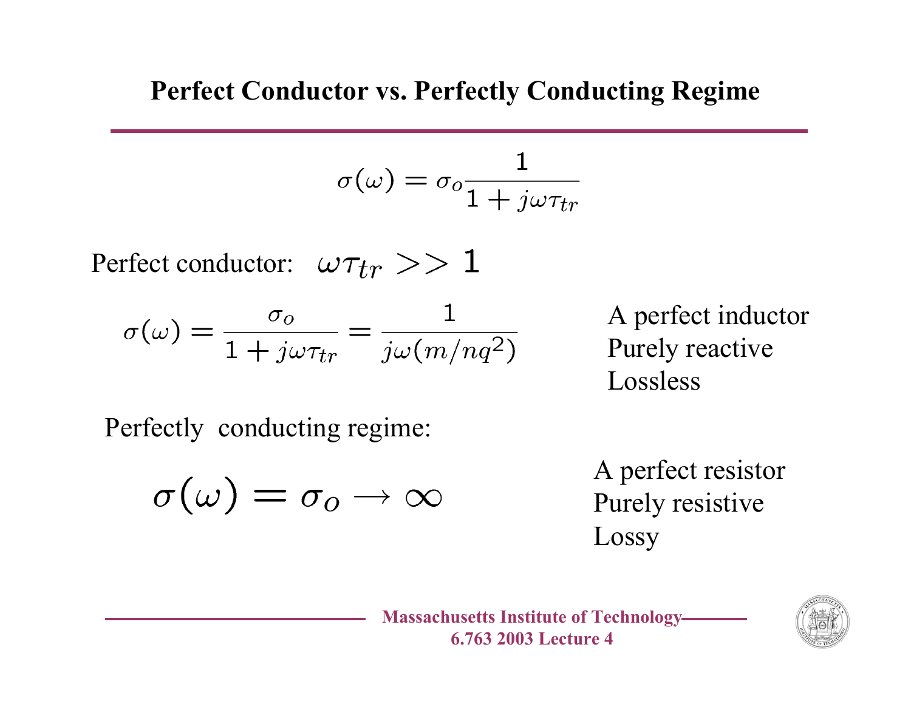# Perfect Conductor vs. Perfectly Conducting Regime

$$\sigma(\omega) = \sigma_o \frac{1}{1 + j\omega\tau_{tr}}$$

Perfect conductor: $\omega\tau_{tr} >> 1$

$$\sigma(\omega) = \frac{\sigma_o}{1 + j\omega\tau_{tr}} = \frac{1}{j\omega(m/nq^2)}$$

A perfect inductor
Purely reactive
Lossless

Perfectly conducting regime:

$$\sigma(\omega) = \sigma_o \rightarrow \infty$$

A perfect resistor
Purely resistive
Lossy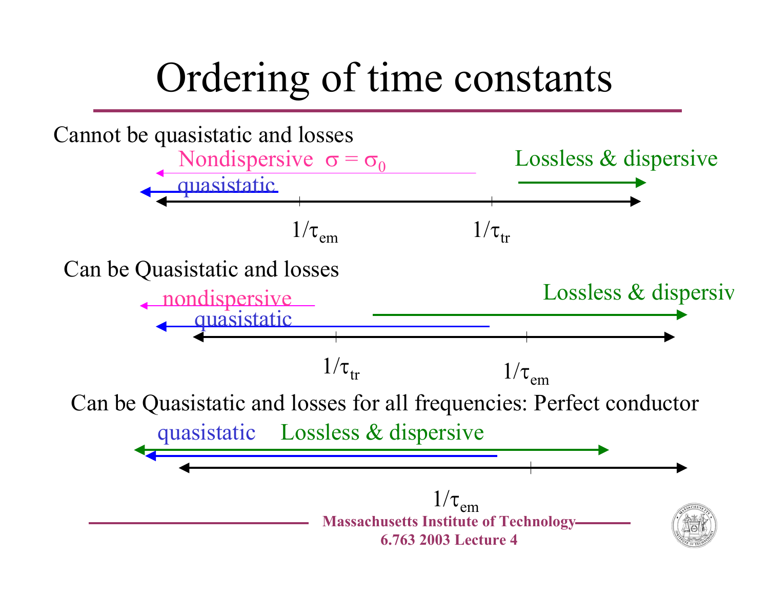# Ordering of time constants

Cannot be quasistatic and losses

Nondispersive $\sigma = \sigma_0$

quasistatic

Lossless & dispersive

$1/\tau_{em}$ $1/\tau_{tr}$

Can be Quasistatic and losses

nondispersive

quasistatic

Lossless & dispersiv

$1/\tau_{tr}$ $1/\tau_{em}$

Can be Quasistatic and losses for all frequencies: Perfect conductor

quasistatic Lossless & dispersive

$1/\tau_{em}$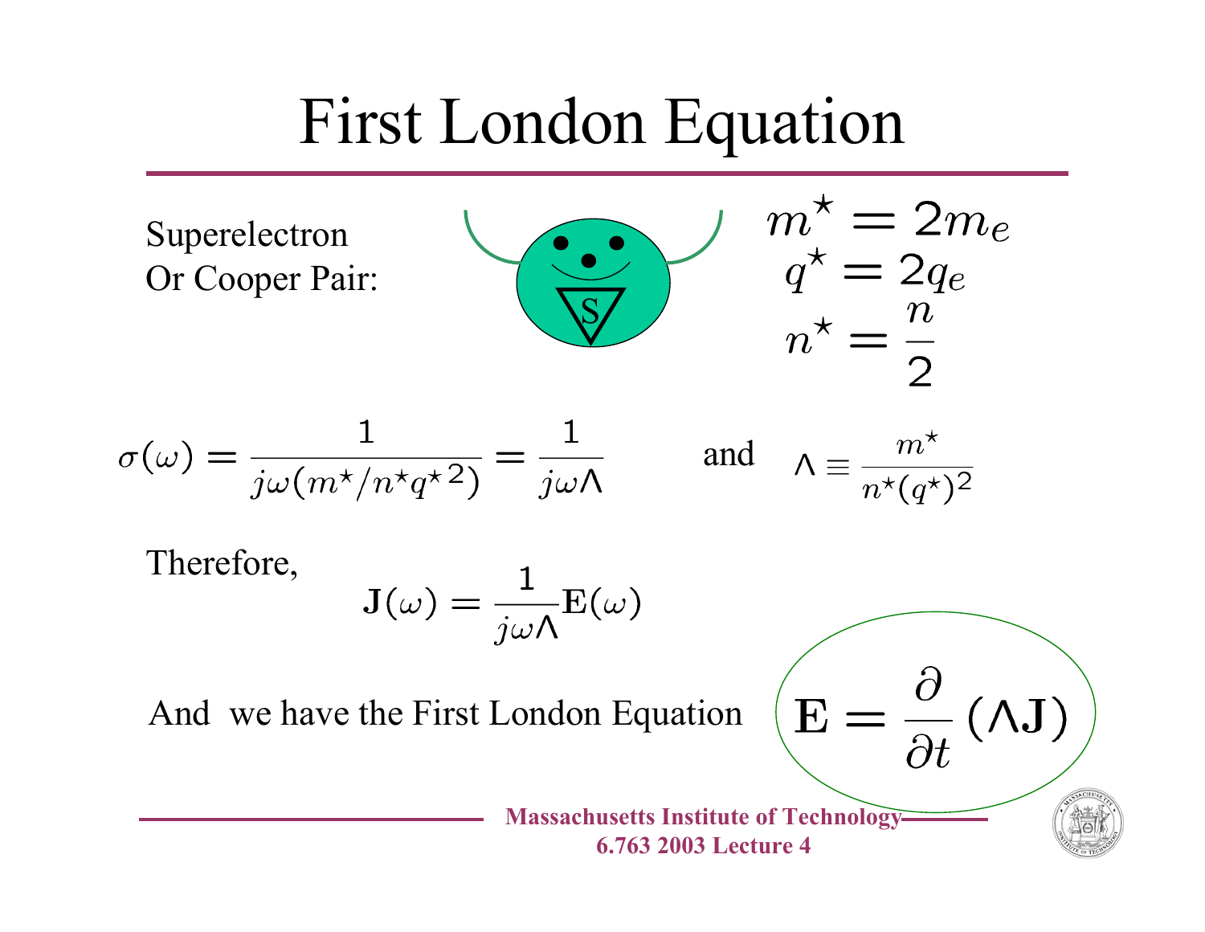# First London Equation

Superelectron
Or Cooper Pair:

$$m^\star = 2m_e$$
$$q^\star = 2q_e$$
$$n^\star = \frac{n}{2}$$

$$\sigma(\omega) = \frac{1}{j\omega(m^\star/n^\star q^{\star\,2})} = \frac{1}{j\omega\Lambda}$$

and

$$\Lambda \equiv \frac{m^\star}{n^\star (q^\star)^2}$$

Therefore,

$$\mathbf{J}(\omega) = \frac{1}{j\omega\Lambda}\mathbf{E}(\omega)$$

And we have the First London Equation

$$\mathbf{E} = \frac{\partial}{\partial t}(\Lambda \mathbf{J})$$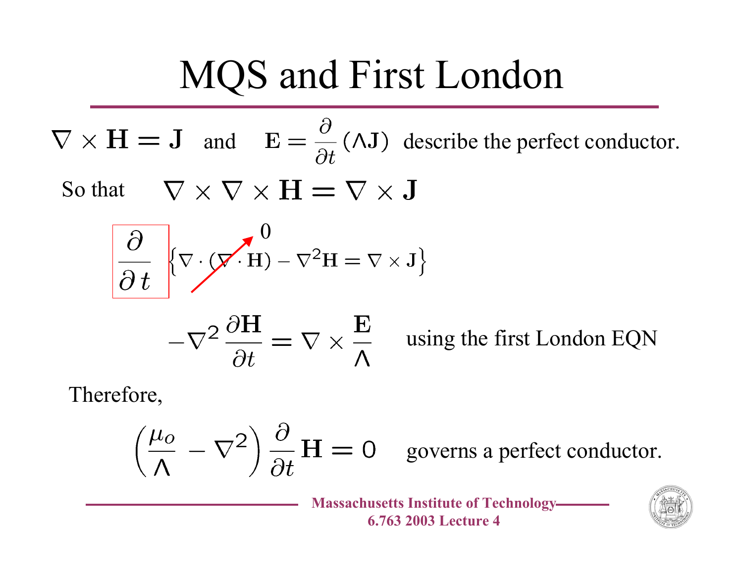# MQS and First London

$\nabla \times \mathbf{H} = \mathbf{J}$ and $\mathbf{E} = \frac{\partial}{\partial t}(\Lambda \mathbf{J})$ describe the perfect conductor.

So that $\nabla \times \nabla \times \mathbf{H} = \nabla \times \mathbf{J}$

$$\boxed{\frac{\partial}{\partial t}} \left\{ \nabla \cdot (\nabla \cdot \mathbf{H}) - \nabla^2 \mathbf{H} = \nabla \times \mathbf{J} \right\}$$

(with $\nabla \cdot \mathbf{H} \to 0$)

$$-\nabla^2 \frac{\partial \mathbf{H}}{\partial t} = \nabla \times \frac{\mathbf{E}}{\Lambda}$$ using the first London EQN

Therefore,

$$\left( \frac{\mu_o}{\Lambda} - \nabla^2 \right) \frac{\partial}{\partial t} \mathbf{H} = 0$$ governs a perfect conductor.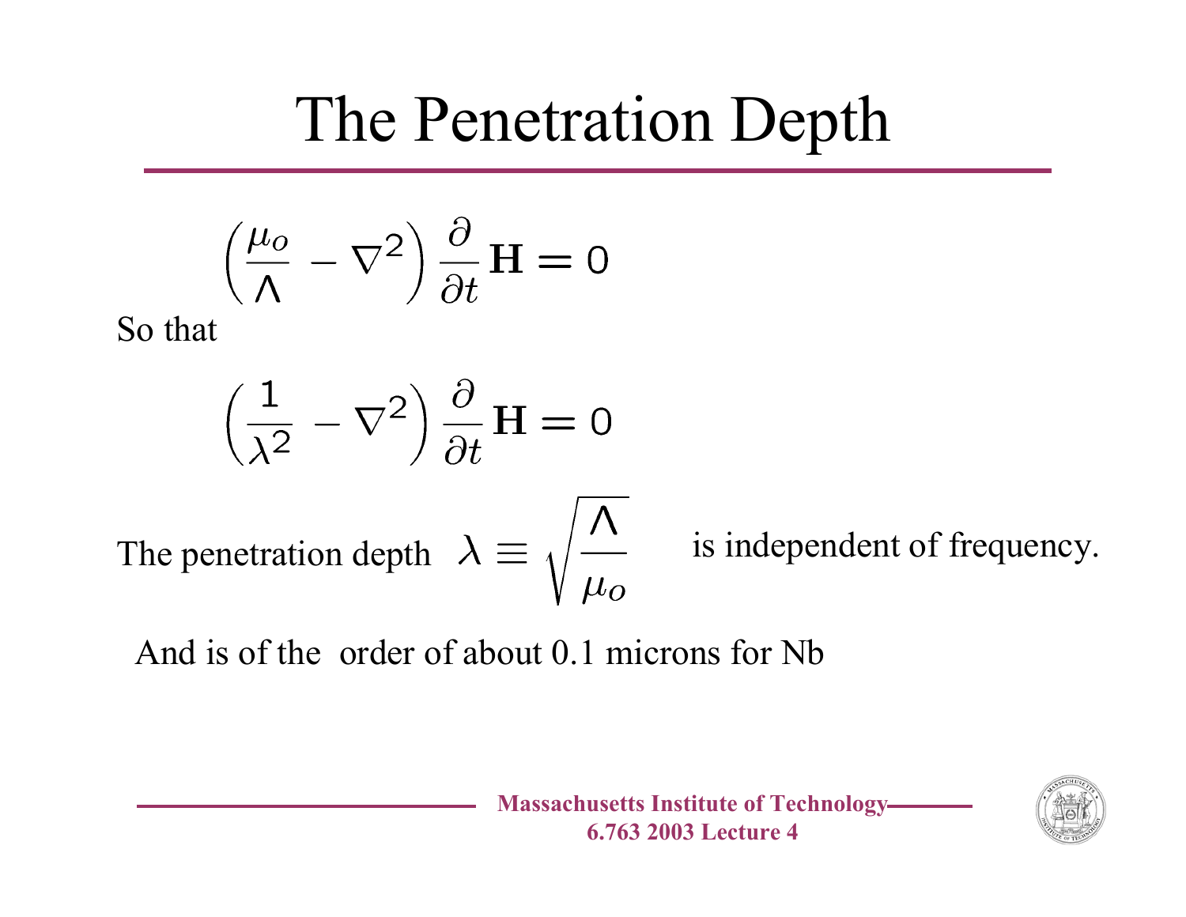# The Penetration Depth

$$\left(\frac{\mu_o}{\Lambda} - \nabla^2\right)\frac{\partial}{\partial t}\mathbf{H} = 0$$

So that

$$\left(\frac{1}{\lambda^2} - \nabla^2\right)\frac{\partial}{\partial t}\mathbf{H} = 0$$

The penetration depth $\lambda \equiv \sqrt{\dfrac{\Lambda}{\mu_o}}$ is independent of frequency.

And is of the order of about 0.1 microns for Nb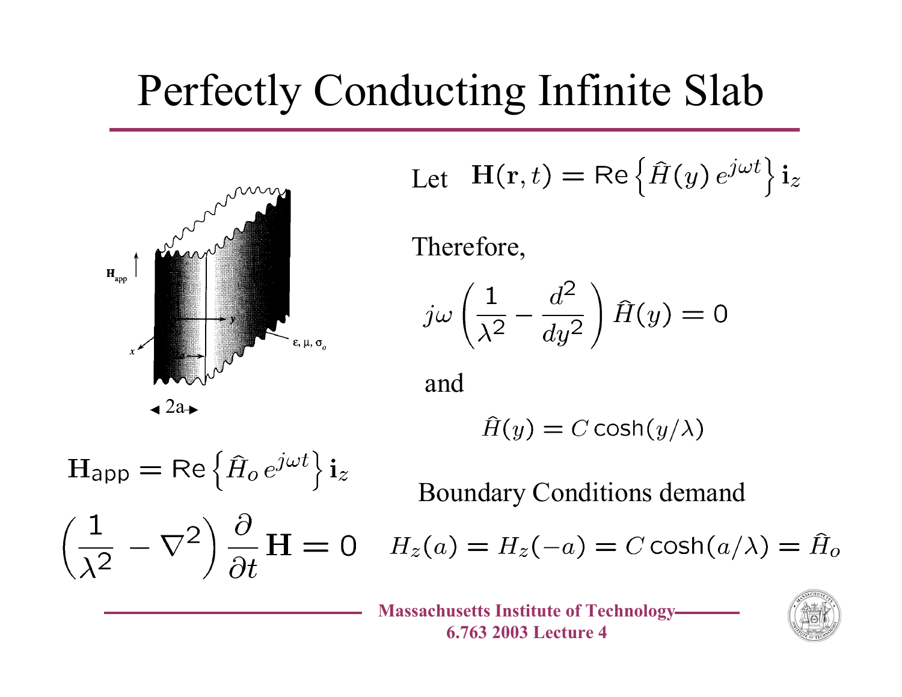# Perfectly Conducting Infinite Slab

$$\mathbf{H}_{\text{app}} = \text{Re}\left\{\widehat{H}_o\, e^{j\omega t}\right\} \mathbf{i}_z$$

$$\left(\frac{1}{\lambda^2} - \nabla^2\right) \frac{\partial}{\partial t} \mathbf{H} = 0$$

Let $\mathbf{H}(\mathbf{r}, t) = \text{Re}\left\{\widehat{H}(y)\, e^{j\omega t}\right\} \mathbf{i}_z$

Therefore,

$$j\omega \left(\frac{1}{\lambda^2} - \frac{d^2}{dy^2}\right) \widehat{H}(y) = 0$$

and

$$\widehat{H}(y) = C \cosh(y/\lambda)$$

Boundary Conditions demand

$$H_z(a) = H_z(-a) = C \cosh(a/\lambda) = \widehat{H}_o$$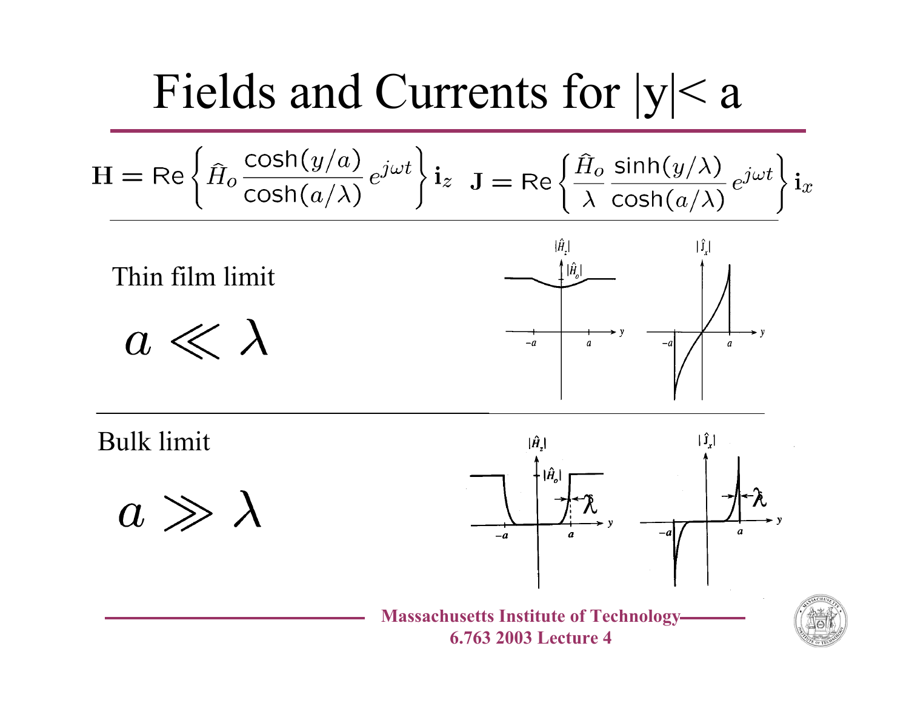# Fields and Currents for |y|< a

$$\mathbf{H} = \mathrm{Re}\left\{ \hat{H}_o \frac{\cosh(y/a)}{\cosh(a/\lambda)} e^{j\omega t} \right\} \mathbf{i}_z \quad \mathbf{J} = \mathrm{Re}\left\{ \frac{\hat{H}_o}{\lambda} \frac{\sinh(y/\lambda)}{\cosh(a/\lambda)} e^{j\omega t} \right\} \mathbf{i}_x$$

Thin film limit

$$a \ll \lambda$$

Bulk limit

$$a \gg \lambda$$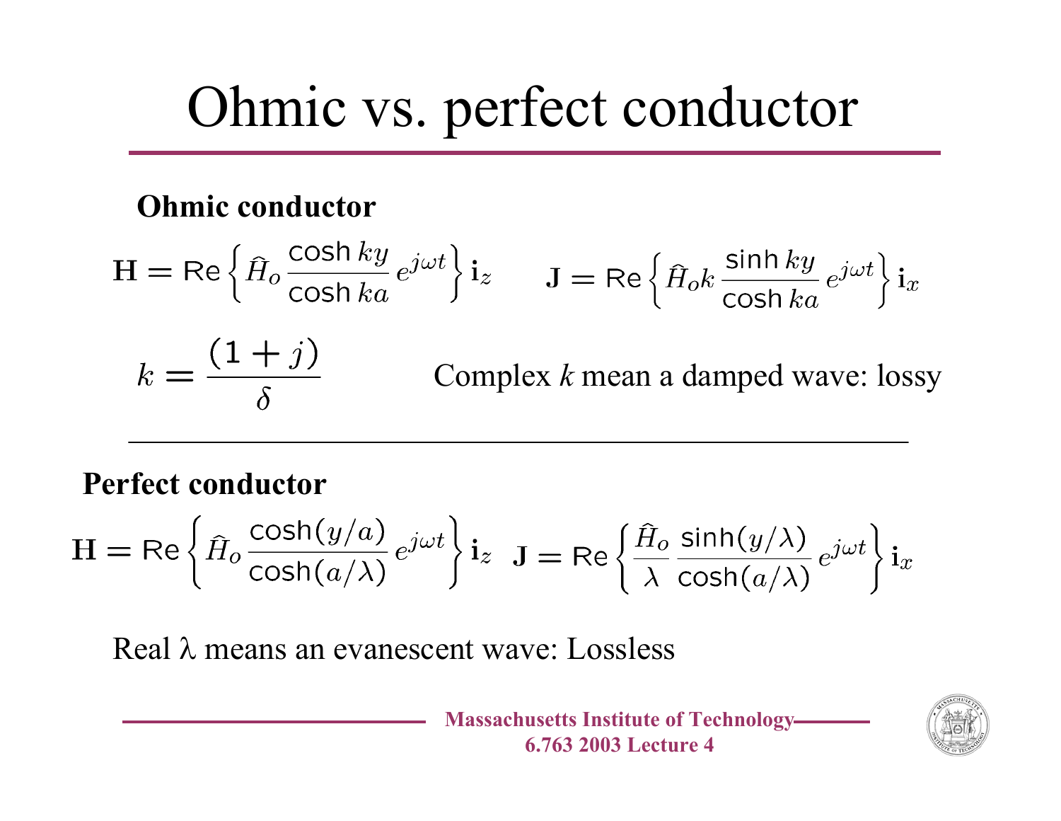# Ohmic vs. perfect conductor

**Ohmic conductor**

$$\mathbf{H} = \text{Re}\left\{ \widehat{H}_o \frac{\cosh ky}{\cosh ka} e^{j\omega t} \right\} \mathbf{i}_z \qquad \mathbf{J} = \text{Re}\left\{ \widehat{H}_o k \frac{\sinh ky}{\cosh ka} e^{j\omega t} \right\} \mathbf{i}_x$$

$$k = \frac{(1+j)}{\delta}$$

Complex $k$ mean a damped wave: lossy

---

**Perfect conductor**

$$\mathbf{H} = \text{Re}\left\{ \widehat{H}_o \frac{\cosh(y/a)}{\cosh(a/\lambda)} e^{j\omega t} \right\} \mathbf{i}_z \quad \mathbf{J} = \text{Re}\left\{ \frac{\widehat{H}_o}{\lambda} \frac{\sinh(y/\lambda)}{\cosh(a/\lambda)} e^{j\omega t} \right\} \mathbf{i}_x$$

Real $\lambda$ means an evanescent wave: Lossless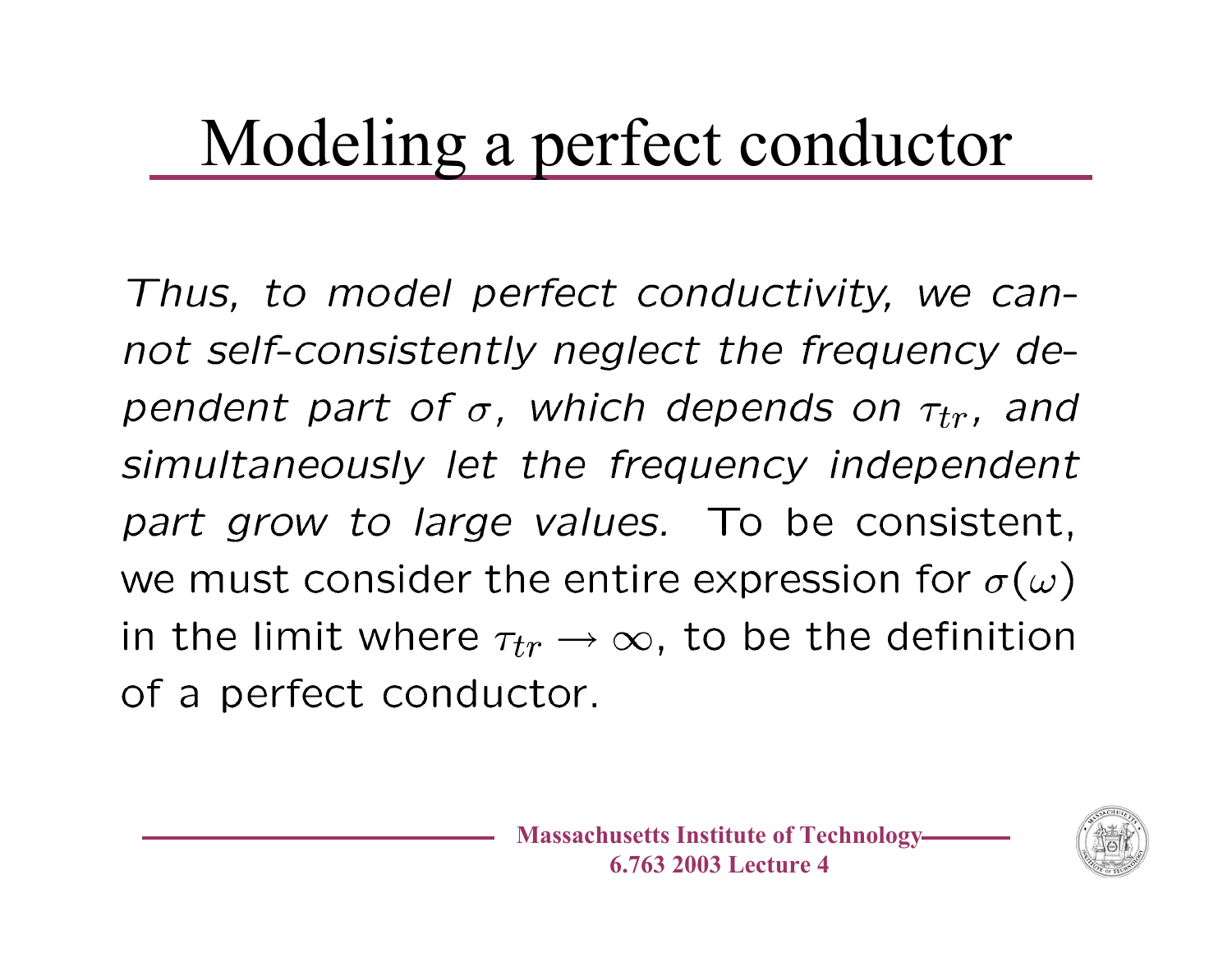# Modeling a perfect conductor

*Thus, to model perfect conductivity, we cannot self-consistently neglect the frequency dependent part of $\sigma$, which depends on $\tau_{tr}$, and simultaneously let the frequency independent part grow to large values.* To be consistent, we must consider the entire expression for $\sigma(\omega)$ in the limit where $\tau_{tr} \rightarrow \infty$, to be the definition of a perfect conductor.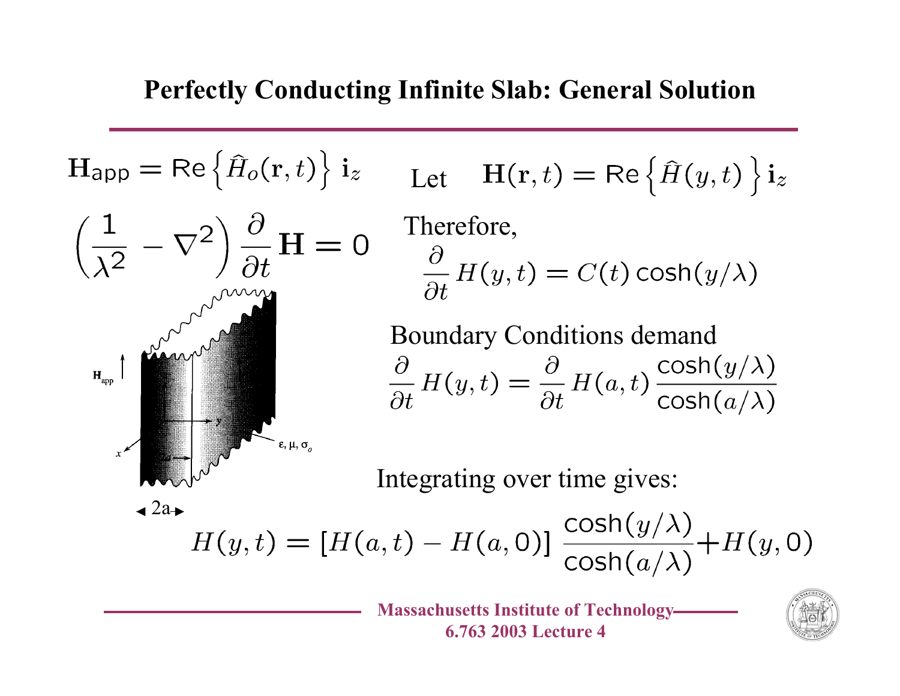# Perfectly Conducting Infinite Slab: General Solution

$$\mathbf{H}_{\mathsf{app}} = \mathsf{Re}\left\{\hat{H}_o(\mathbf{r},t)\right\}\,\mathbf{i}_z$$

$$\left(\frac{1}{\lambda^2} - \nabla^2\right)\frac{\partial}{\partial t}\mathbf{H} = 0$$

Let $\mathbf{H}(\mathbf{r},t) = \mathsf{Re}\left\{\hat{H}(y,t)\right\}\mathbf{i}_z$

Therefore,

$$\frac{\partial}{\partial t}H(y,t) = C(t)\cosh(y/\lambda)$$

Boundary Conditions demand

$$\frac{\partial}{\partial t}H(y,t) = \frac{\partial}{\partial t}H(a,t)\,\frac{\cosh(y/\lambda)}{\cosh(a/\lambda)}$$

Integrating over time gives:

$$H(y,t) = \left[H(a,t) - H(a,0)\right]\,\frac{\cosh(y/\lambda)}{\cosh(a/\lambda)} + H(y,0)$$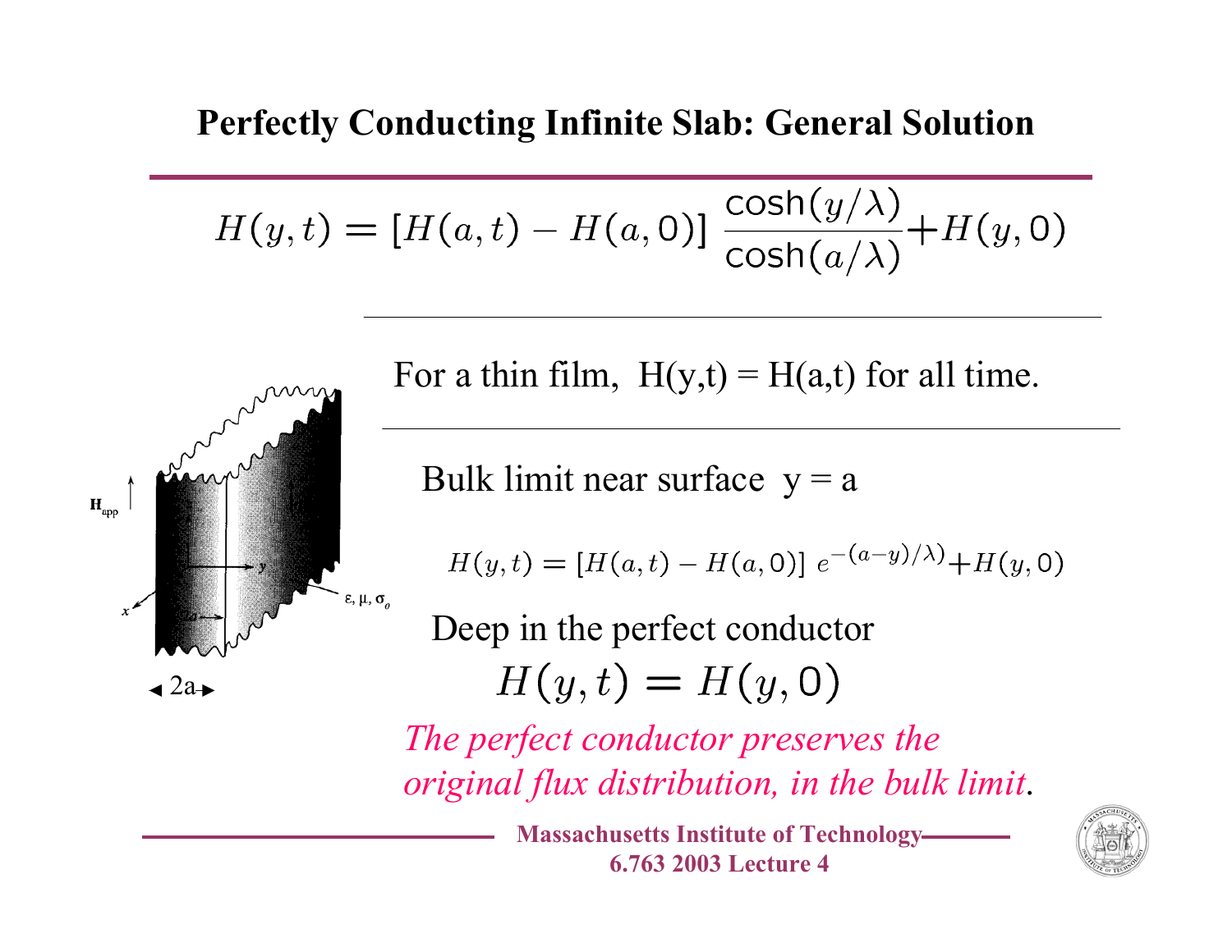# Perfectly Conducting Infinite Slab: General Solution

$$H(y,t) = [H(a,t) - H(a,0)]\,\frac{\cosh(y/\lambda)}{\cosh(a/\lambda)} + H(y,0)$$

For a thin film, H(y,t) = H(a,t) for all time.

Bulk limit near surface y = a

$$H(y,t) = [H(a,t) - H(a,0)]\; e^{-(a-y)/\lambda} + H(y,0)$$

Deep in the perfect conductor

$$H(y,t) = H(y,0)$$

*The perfect conductor preserves the original flux distribution, in the bulk limit*.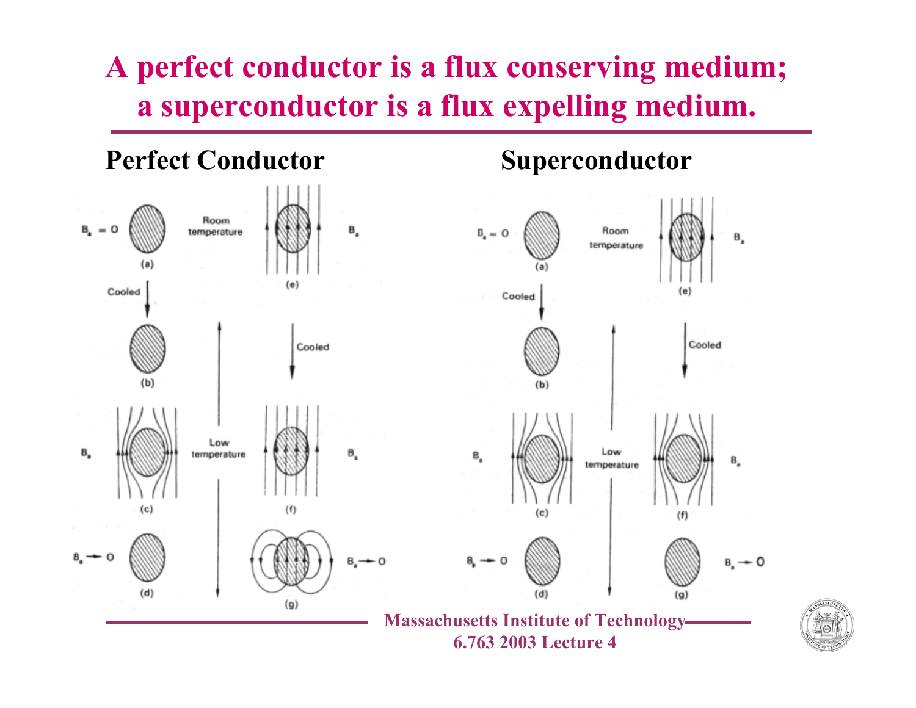# A perfect conductor is a flux conserving medium; a superconductor is a flux expelling medium.

## Perfect Conductor

$B_a = 0$ (a) — Cooled → (b)

$B_a$ (c) — Low temperature

$B_a \rightarrow 0$ (d)

Room temperature — $B_a$ (e) — Cooled → (f) $B_a$

$B_a \rightarrow 0$ (g)

## Superconductor

$B_a = 0$ (a) — Cooled → (b)

$B_a$ (c) — Low temperature

$B_a \rightarrow 0$ (d)

Room temperature — $B_a$ (e) — Cooled → (f) $B_a$

$B_a \rightarrow 0$ (g)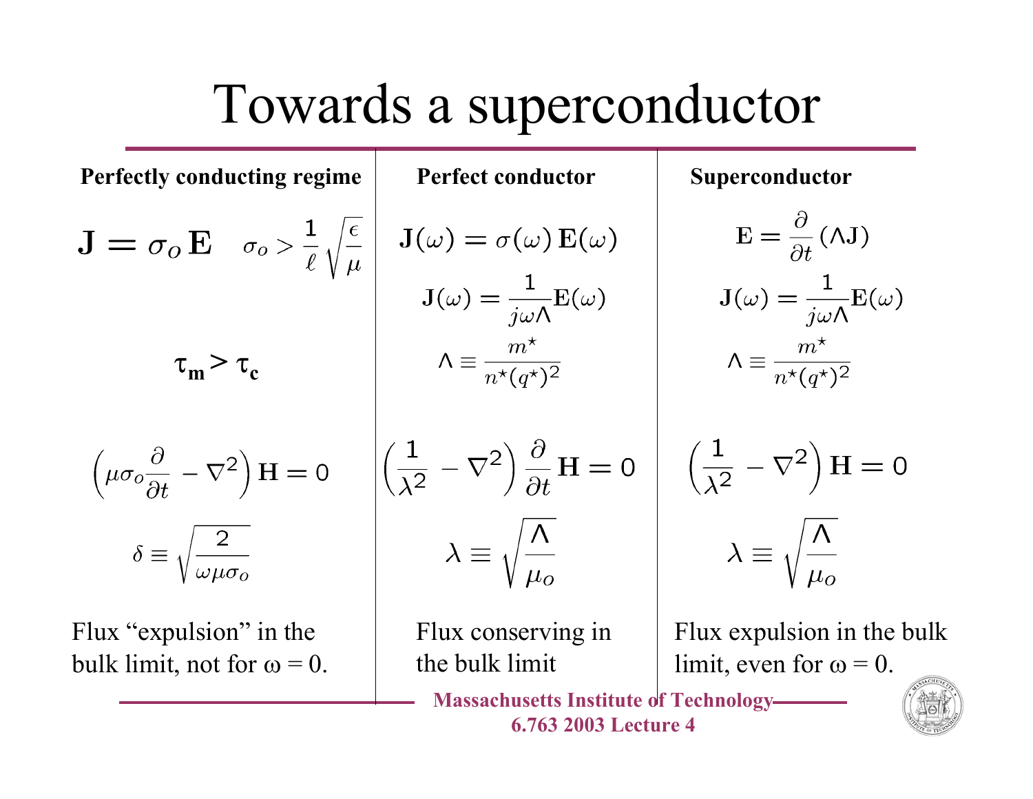# Towards a superconductor

| Perfectly conducting regime | Perfect conductor | Superconductor |
| --- | --- | --- |
| $\mathbf{J} = \sigma_o \mathbf{E} \quad \sigma_o > \frac{1}{\ell}\sqrt{\frac{\epsilon}{\mu}}$ | $\mathbf{J}(\omega) = \sigma(\omega)\,\mathbf{E}(\omega)$ | $\mathbf{E} = \frac{\partial}{\partial t}(\Lambda \mathbf{J})$ |
| | $\mathbf{J}(\omega) = \frac{1}{j\omega\Lambda}\mathbf{E}(\omega)$ | $\mathbf{J}(\omega) = \frac{1}{j\omega\Lambda}\mathbf{E}(\omega)$ |
| $\tau_m > \tau_c$ | $\Lambda \equiv \frac{m^\star}{n^\star (q^\star)^2}$ | $\Lambda \equiv \frac{m^\star}{n^\star (q^\star)^2}$ |
| $\left(\mu\sigma_o \frac{\partial}{\partial t} - \nabla^2\right)\mathbf{H} = 0$ | $\left(\frac{1}{\lambda^2} - \nabla^2\right)\frac{\partial}{\partial t}\mathbf{H} = 0$ | $\left(\frac{1}{\lambda^2} - \nabla^2\right)\mathbf{H} = 0$ |
| $\delta \equiv \sqrt{\frac{2}{\omega\mu\sigma_o}}$ | $\lambda \equiv \sqrt{\frac{\Lambda}{\mu_o}}$ | $\lambda \equiv \sqrt{\frac{\Lambda}{\mu_o}}$ |
| Flux "expulsion" in the bulk limit, not for $\omega = 0$. | Flux conserving in the bulk limit | Flux expulsion in the bulk limit, even for $\omega = 0$. |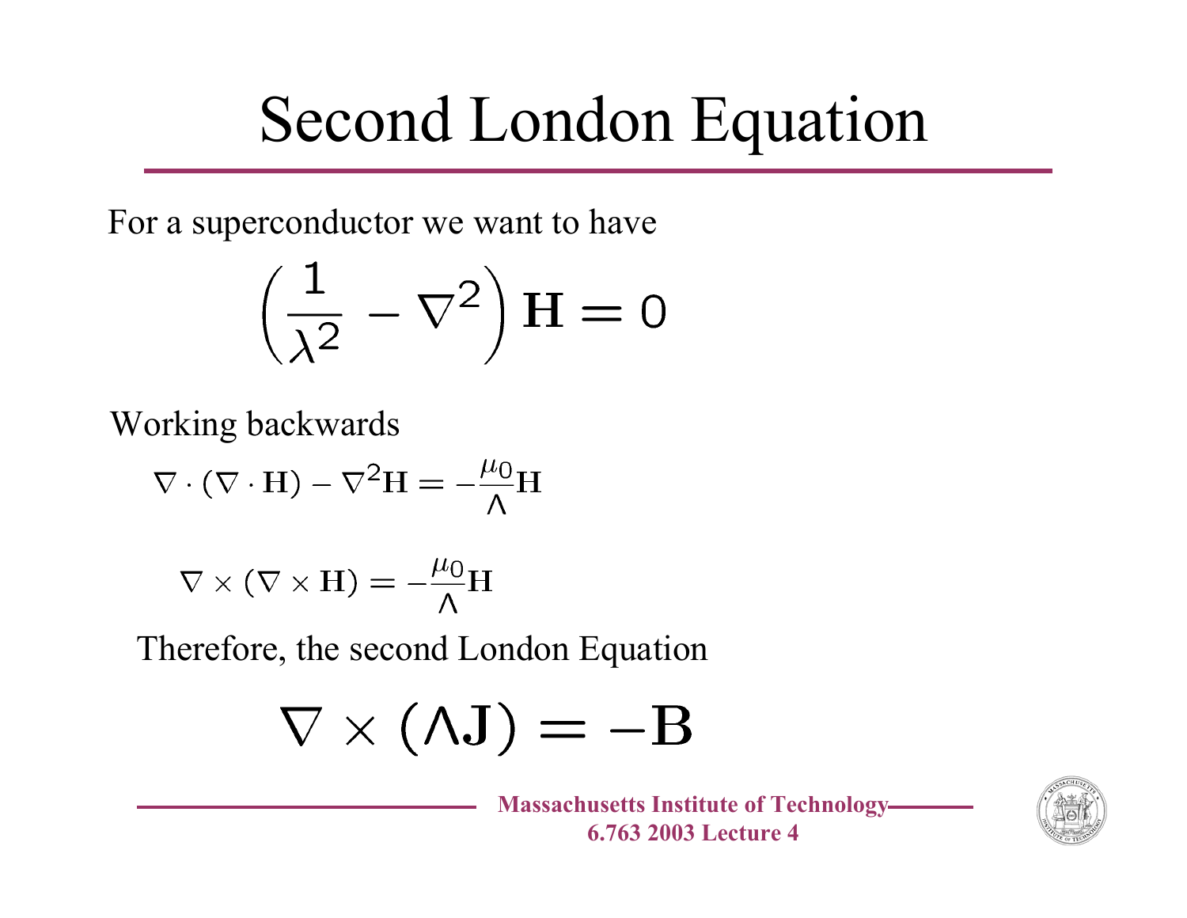# Second London Equation

For a superconductor we want to have

$$\left(\frac{1}{\lambda^2} - \nabla^2\right)\mathbf{H} = 0$$

Working backwards

$$\nabla \cdot (\nabla \cdot \mathbf{H}) - \nabla^2 \mathbf{H} = -\frac{\mu_0}{\Lambda}\mathbf{H}$$

$$\nabla \times (\nabla \times \mathbf{H}) = -\frac{\mu_0}{\Lambda}\mathbf{H}$$

Therefore, the second London Equation

$$\nabla \times (\Lambda \mathbf{J}) = -\mathbf{B}$$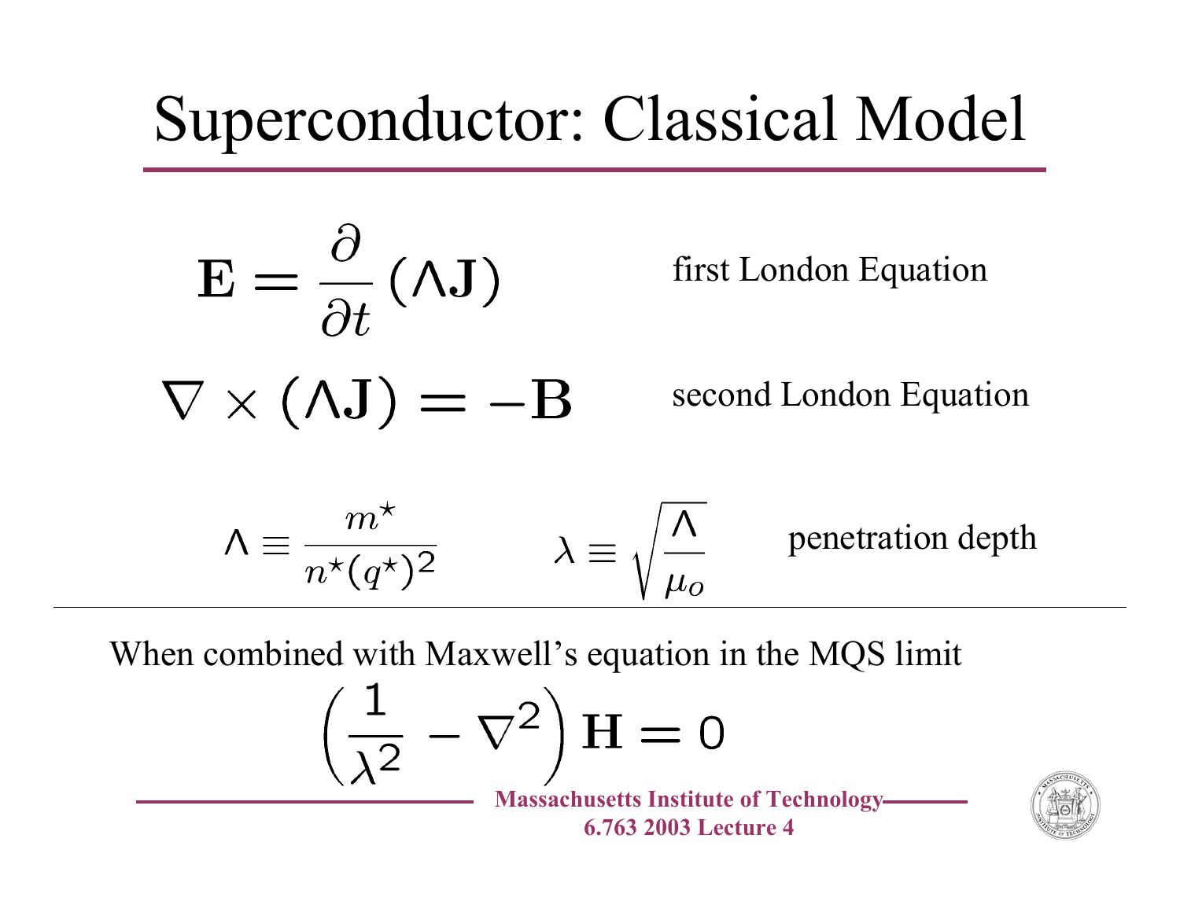# Superconductor: Classical Model

$$\mathbf{E} = \frac{\partial}{\partial t}(\Lambda \mathbf{J})$$ first London Equation

$$\nabla \times (\Lambda \mathbf{J}) = -\mathbf{B}$$ second London Equation

$$\Lambda \equiv \frac{m^\star}{n^\star (q^\star)^2} \qquad \lambda \equiv \sqrt{\frac{\Lambda}{\mu_o}}$$ penetration depth

---

When combined with Maxwell's equation in the MQS limit

$$\left(\frac{1}{\lambda^2} - \nabla^2\right)\mathbf{H} = 0$$